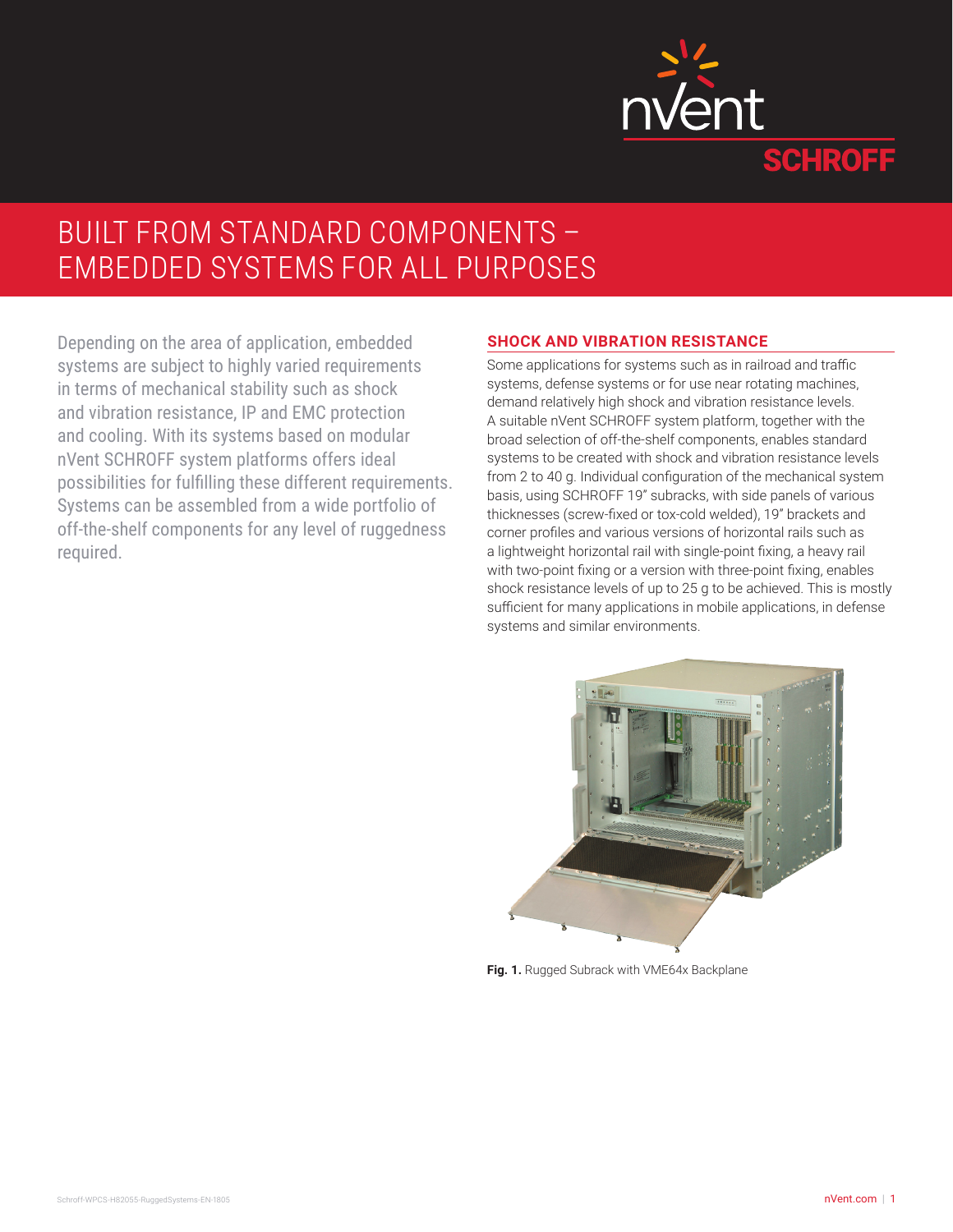# BUILT FROM STANDARD COMPONENTS – EMBEDDED SYSTEMS FOR ALL PURPOSES

Depending on the area of application, embedded systems are subject to highly varied requirements in terms of mechanical stability such as shock and vibration resistance, IP and EMC protection and cooling. With its systems based on modular nVent SCHROFF system platforms offers ideal possibilities for fulfilling these different requirements. Systems can be assembled from a wide portfolio of off-the-shelf components for any level of ruggedness required.

## SHOCK AND VIBRATION RESISTANCE

Some applications for systems such as in railroad and traffic systems, defense systems or for use near rotating machines, demand relatively high shock and vibration resistance levels. A suitable nVent SCHROFF system platform, together with the broad selection of off-the-shelf components, enables standard systems to be created with shock and vibration resistance levels from 2 to 40 g. Individual configuration of the mechanical system basis, using SCHROFF 19" subracks, with side panels of various thicknesses (screw-fixed or tox-cold welded), 19" brackets and corner profiles and various versions of horizontal rails such as a lightweight horizontal rail with single-point fixing, a heavy rail with two-point fixing or a version with three-point fixing, enables shock resistance levels of up to 25 g to be achieved. This is mostly sufficient for many applications in mobile applications, in defense systems and similar environments.

**Fig. 1.** Rugged Subrack with VME64x Backplane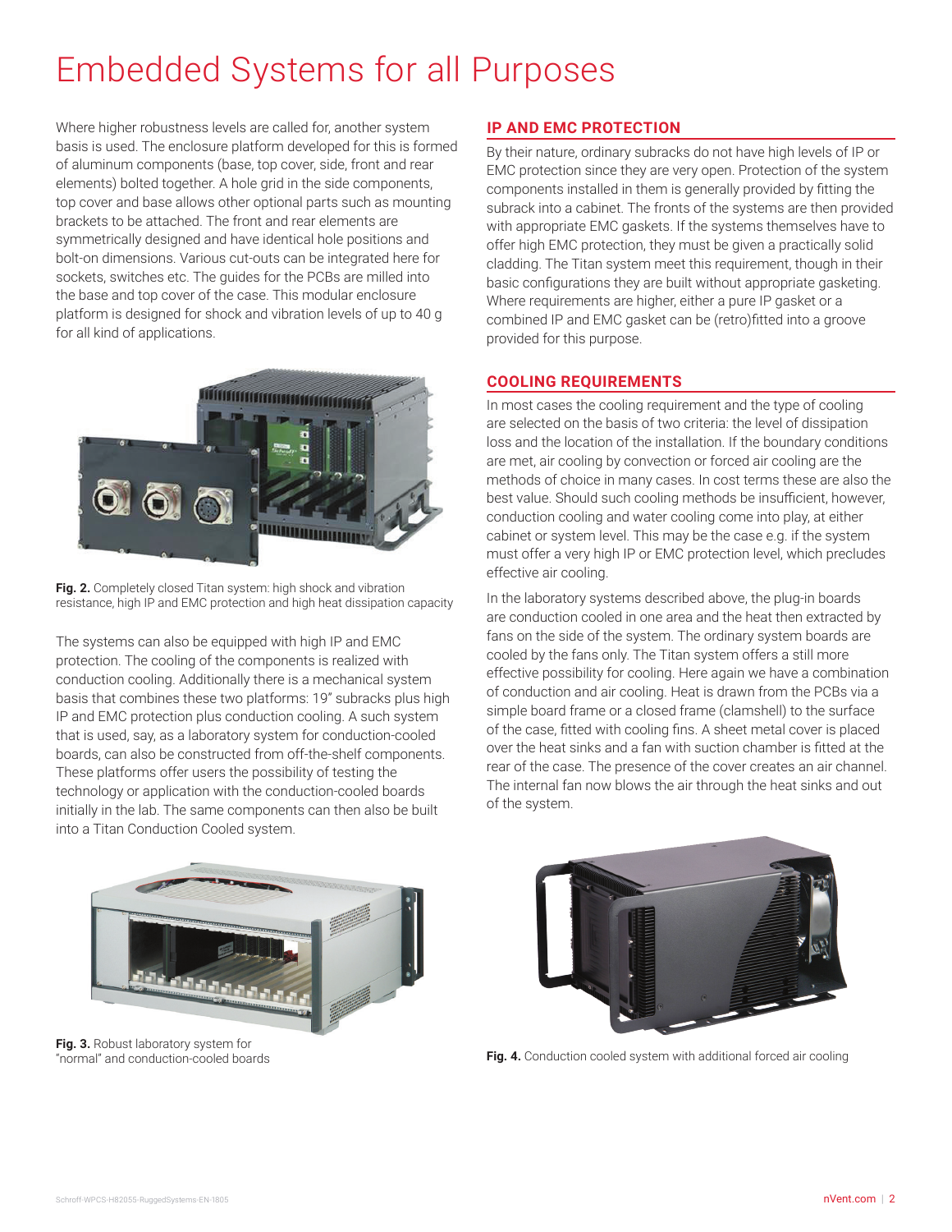# Embedded Systems for all Purposes

Where higher robustness levels are called for, another system basis is used. The enclosure platform developed for this is formed of aluminum components (base, top cover, side, front and rear elements) bolted together. A hole grid in the side components, top cover and base allows other optional parts such as mounting brackets to be attached. The front and rear elements are symmetrically designed and have identical hole positions and bolt-on dimensions. Various cut-outs can be integrated here for sockets, switches etc. The guides for the PCBs are milled into the base and top cover of the case. This modular enclosure platform is designed for shock and vibration levels of up to 40 g for all kind of applications.

**Fig. 2.** Completely closed Titan system: high shock and vibration resistance, high IP and EMC protection and high heat dissipation capacity

The systems can also be equipped with high IP and EMC protection. The cooling of the components is realized with conduction cooling. Additionally there is a mechanical system basis that combines these two platforms: 19" subracks plus high IP and EMC protection plus conduction cooling. A such system that is used, say, as a laboratory system for conduction-cooled boards, can also be constructed from off-the-shelf components. These platforms offer users the possibility of testing the technology or application with the conduction-cooled boards initially in the lab. The same components can then also be built into a Titan Conduction Cooled system.

**Fig. 3.** Robust laboratory system for "normal" and conduction-cooled boards

## IP AND EMC PROTECTION

By their nature, ordinary subracks do not have high levels of IP or EMC protection since they are very open. Protection of the system components installed in them is generally provided by fitting the subrack into a cabinet. The fronts of the systems are then provided with appropriate EMC gaskets. If the systems themselves have to offer high EMC protection, they must be given a practically solid cladding. The Titan system meet this requirement, though in their basic configurations they are built without appropriate gasketing. Where requirements are higher, either a pure IP gasket or a combined IP and EMC gasket can be (retro)fitted into a groove provided for this purpose.

## COOLING REQUIREMENTS

In most cases the cooling requirement and the type of cooling are selected on the basis of two criteria: the level of dissipation loss and the location of the installation. If the boundary conditions are met, air cooling by convection or forced air cooling are the methods of choice in many cases. In cost terms these are also the best value. Should such cooling methods be insufficient, however, conduction cooling and water cooling come into play, at either cabinet or system level. This may be the case e.g. if the system must offer a very high IP or EMC protection level, which precludes effective air cooling.

In the laboratory systems described above, the plug-in boards are conduction cooled in one area and the heat then extracted by fans on the side of the system. The ordinary system boards are cooled by the fans only. The Titan system offers a still more effective possibility for cooling. Here again we have a combination of conduction and air cooling. Heat is drawn from the PCBs via a simple board frame or a closed frame (clamshell) to the surface of the case, fitted with cooling fins. A sheet metal cover is placed over the heat sinks and a fan with suction chamber is fitted at the rear of the case. The presence of the cover creates an air channel. The internal fan now blows the air through the heat sinks and out of the system.

**Fig. 4.** Conduction cooled system with additional forced air cooling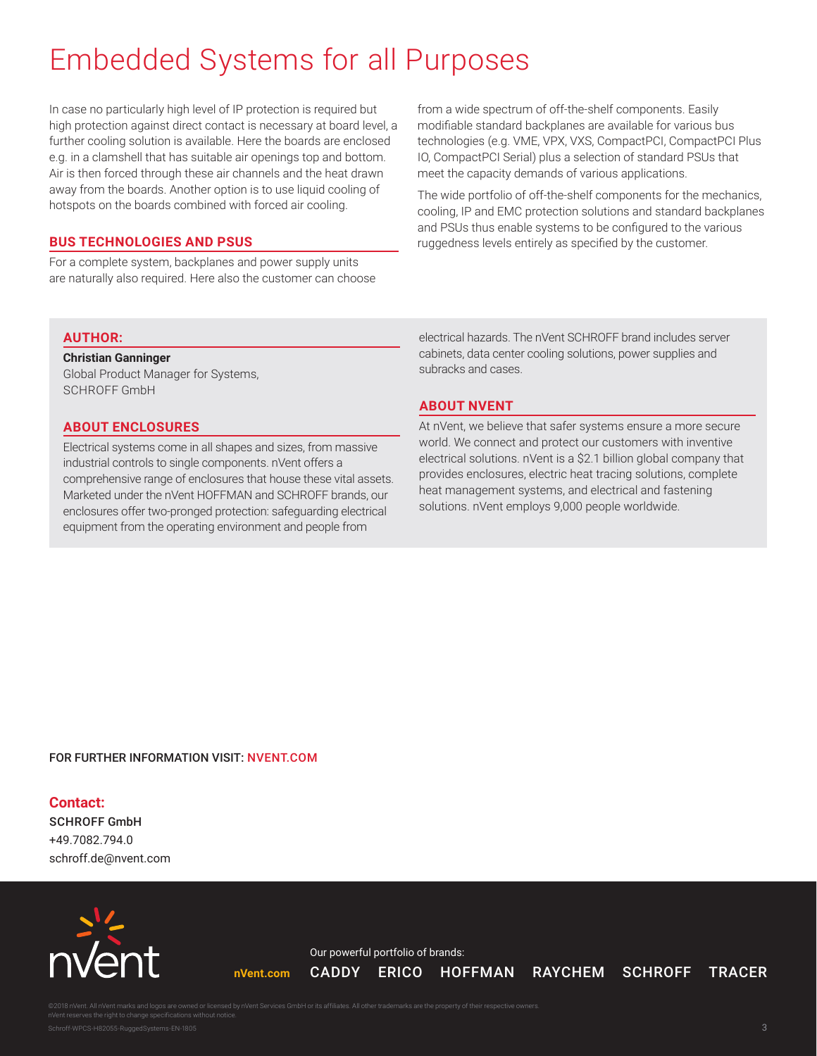# Embedded Systems for all Purposes

In case no particularly high level of IP protection is required but high protection against direct contact is necessary at board level, a further cooling solution is available. Here the boards are enclosed e.g. in a clamshell that has suitable air openings top and bottom. Air is then forced through these air channels and the heat drawn away from the boards. Another option is to use liquid cooling of hotspots on the boards combined with forced air cooling.

### BUS TECHNOLOGIES AND PSUS

For a complete system, backplanes and power supply units are naturally also required. Here also the customer can choose from a wide spectrum of off-the-shelf components. Easily modifiable standard backplanes are available for various bus technologies (e.g. VME, VPX, VXS, CompactPCI, CompactPCI Plus IO, CompactPCI Serial) plus a selection of standard PSUs that meet the capacity demands of various applications.

The wide portfolio of off-the-shelf components for the mechanics, cooling, IP and EMC protection solutions and standard backplanes and PSUs thus enable systems to be configured to the various ruggedness levels entirely as specified by the customer.

### AUTHOR:

**Christian Ganninger**
Global Product Manager for Systems,
SCHROFF GmbH

### ABOUT ENCLOSURES

Electrical systems come in all shapes and sizes, from massive industrial controls to single components. nVent offers a comprehensive range of enclosures that house these vital assets. Marketed under the nVent HOFFMAN and SCHROFF brands, our enclosures offer two-pronged protection: safeguarding electrical equipment from the operating environment and people from electrical hazards. The nVent SCHROFF brand includes server cabinets, data center cooling solutions, power supplies and subracks and cases.

### ABOUT NVENT

At nVent, we believe that safer systems ensure a more secure world. We connect and protect our customers with inventive electrical solutions. nVent is a $2.1 billion global company that provides enclosures, electric heat tracing solutions, complete heat management systems, and electrical and fastening solutions. nVent employs 9,000 people worldwide.

FOR FURTHER INFORMATION VISIT: NVENT.COM

**Contact:**
SCHROFF GmbH
+49.7082.794.0
schroff.de@nvent.com

nVent

nVent.com

Our powerful portfolio of brands:
CADDY ERICO HOFFMAN RAYCHEM SCHROFF TRACER

©2018 nVent. All nVent marks and logos are owned or licensed by nVent Services GmbH or its affiliates. All other trademarks are the property of their respective owners.
nVent reserves the right to change specifications without notice.

Schroff-WPCS-H82055-RuggedSystems-EN-1805